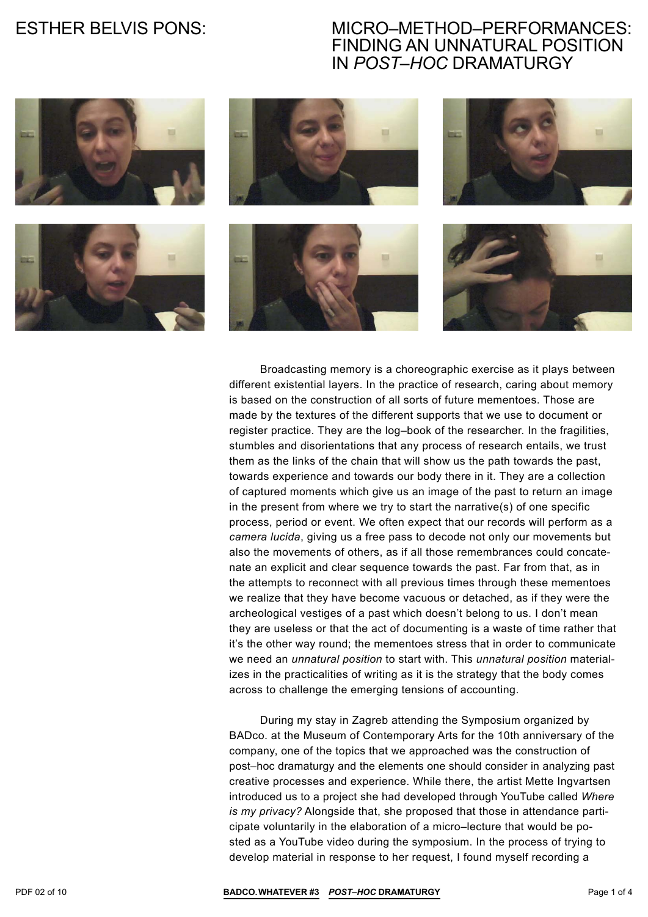# ESTHER BELVIS PONS:

# MICRO–METHOD–PERFORMANCES: FINDING AN UNNATURAL POSITION IN *POST–HOC* DRAMATURGY

Broadcasting memory is a choreographic exercise as it plays between different existential layers. In the practice of research, caring about memory is based on the construction of all sorts of future mementoes. Those are made by the textures of the different supports that we use to document or register practice. They are the log–book of the researcher. In the fragilities, stumbles and disorientations that any process of research entails, we trust them as the links of the chain that will show us the path towards the past, towards experience and towards our body there in it. They are a collection of captured moments which give us an image of the past to return an image in the present from where we try to start the narrative(s) of one specific process, period or event. We often expect that our records will perform as a *camera lucida*, giving us a free pass to decode not only our movements but also the movements of others, as if all those remembrances could concatenate an explicit and clear sequence towards the past. Far from that, as in the attempts to reconnect with all previous times through these mementoes we realize that they have become vacuous or detached, as if they were the archeological vestiges of a past which doesn't belong to us. I don't mean they are useless or that the act of documenting is a waste of time rather that it's the other way round; the mementoes stress that in order to communicate we need an *unnatural position* to start with. This *unnatural position* materializes in the practicalities of writing as it is the strategy that the body comes across to challenge the emerging tensions of accounting.

During my stay in Zagreb attending the Symposium organized by BADco. at the Museum of Contemporary Arts for the 10th anniversary of the company, one of the topics that we approached was the construction of post–hoc dramaturgy and the elements one should consider in analyzing past creative processes and experience. While there, the artist Mette Ingvartsen introduced us to a project she had developed through YouTube called *Where is my privacy?* Alongside that, she proposed that those in attendance participate voluntarily in the elaboration of a micro–lecture that would be posted as a YouTube video during the symposium. In the process of trying to develop material in response to her request, I found myself recording a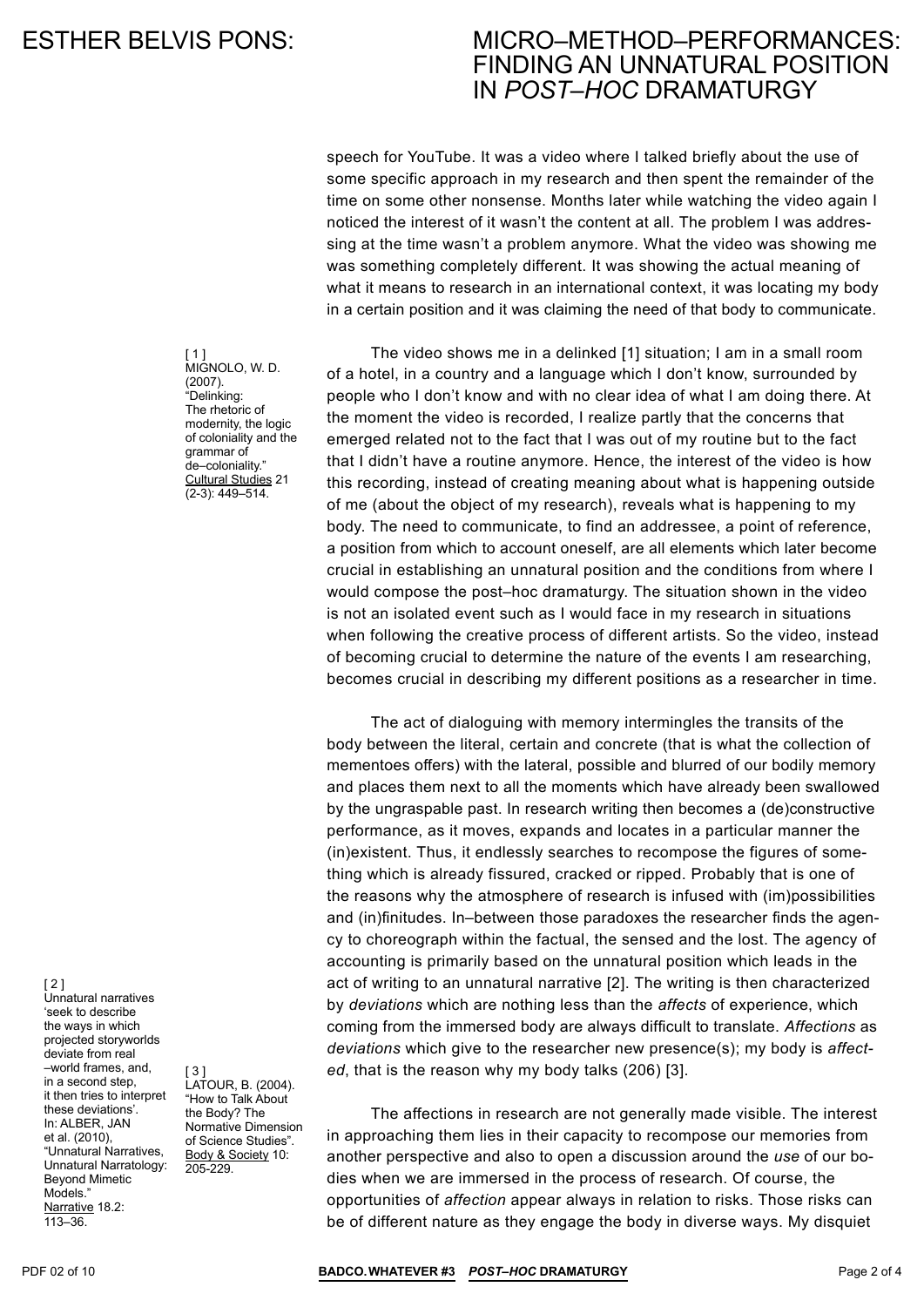speech for YouTube. It was a video where I talked briefly about the use of some specific approach in my research and then spent the remainder of the time on some other nonsense. Months later while watching the video again I noticed the interest of it wasn't the content at all. The problem I was addressing at the time wasn't a problem anymore. What the video was showing me was something completely different. It was showing the actual meaning of what it means to research in an international context, it was locating my body in a certain position and it was claiming the need of that body to communicate.

The video shows me in a delinked [1] situation; I am in a small room of a hotel, in a country and a language which I don't know, surrounded by people who I don't know and with no clear idea of what I am doing there. At the moment the video is recorded, I realize partly that the concerns that emerged related not to the fact that I was out of my routine but to the fact that I didn't have a routine anymore. Hence, the interest of the video is how this recording, instead of creating meaning about what is happening outside of me (about the object of my research), reveals what is happening to my body. The need to communicate, to find an addressee, a point of reference, a position from which to account oneself, are all elements which later become crucial in establishing an unnatural position and the conditions from where I would compose the post–hoc dramaturgy. The situation shown in the video is not an isolated event such as I would face in my research in situations when following the creative process of different artists. So the video, instead of becoming crucial to determine the nature of the events I am researching, becomes crucial in describing my different positions as a researcher in time.

The act of dialoguing with memory intermingles the transits of the body between the literal, certain and concrete (that is what the collection of mementoes offers) with the lateral, possible and blurred of our bodily memory and places them next to all the moments which have already been swallowed by the ungraspable past. In research writing then becomes a (de)constructive performance, as it moves, expands and locates in a particular manner the (in)existent. Thus, it endlessly searches to recompose the figures of something which is already fissured, cracked or ripped. Probably that is one of the reasons why the atmosphere of research is infused with (im)possibilities and (in)finitudes. In–between those paradoxes the researcher finds the agency to choreograph within the factual, the sensed and the lost. The agency of accounting is primarily based on the unnatural position which leads in the act of writing to an unnatural narrative [2]. The writing is then characterized by *deviations* which are nothing less than the *affects* of experience, which coming from the immersed body are always difficult to translate. *Affections* as *deviations* which give to the researcher new presence(s); my body is *affected*, that is the reason why my body talks (206) [3].

The affections in research are not generally made visible. The interest in approaching them lies in their capacity to recompose our memories from another perspective and also to open a discussion around the *use* of our bodies when we are immersed in the process of research. Of course, the opportunities of *affection* appear always in relation to risks. Those risks can be of different nature as they engage the body in diverse ways. My disquiet

[1] MIGNOLO, W. D. (2007). "Delinking: The rhetoric of modernity, the logic of coloniality and the grammar of de–coloniality." Cultural Studies 21 (2-3): 449–514.

[2] Unnatural narratives 'seek to describe the ways in which projected storyworlds deviate from real –world frames, and, in a second step, it then tries to interpret these deviations'. In: ALBER, JAN et al. (2010), "Unnatural Narratives, Unnatural Narratology: Beyond Mimetic Models." Narrative 18.2: 113–36.

[3] LATOUR, B. (2004). "How to Talk About the Body? The Normative Dimension of Science Studies". Body & Society 10: 205-229.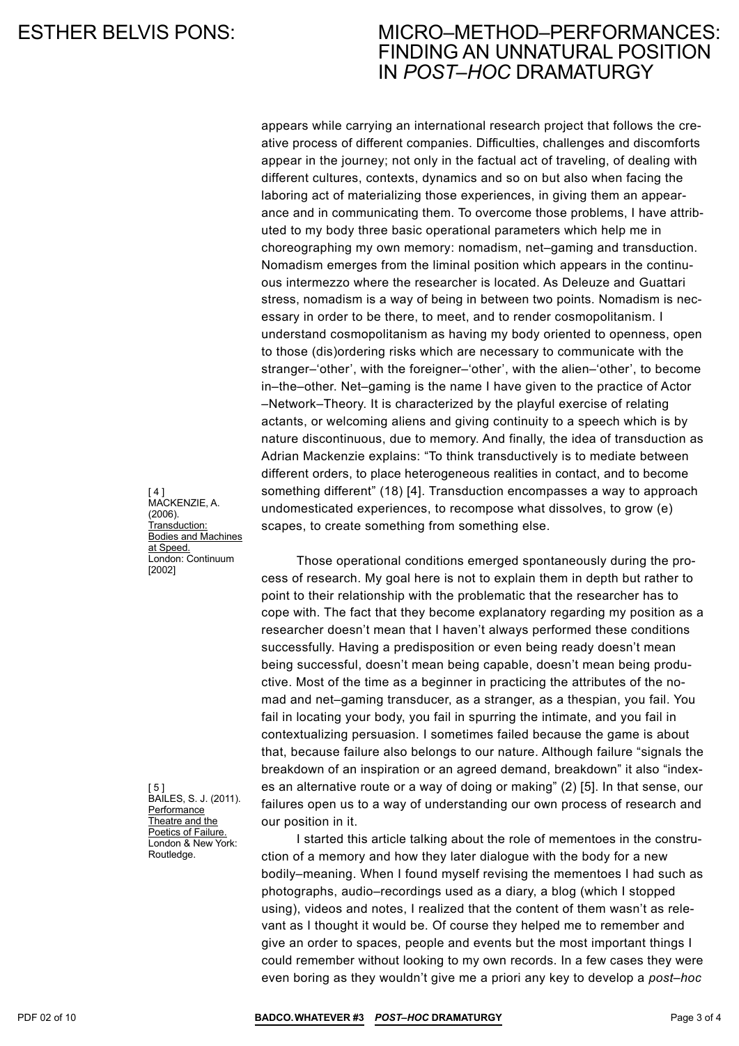appears while carrying an international research project that follows the creative process of different companies. Difficulties, challenges and discomforts appear in the journey; not only in the factual act of traveling, of dealing with different cultures, contexts, dynamics and so on but also when facing the laboring act of materializing those experiences, in giving them an appearance and in communicating them. To overcome those problems, I have attributed to my body three basic operational parameters which help me in choreographing my own memory: nomadism, net–gaming and transduction. Nomadism emerges from the liminal position which appears in the continuous intermezzo where the researcher is located. As Deleuze and Guattari stress, nomadism is a way of being in between two points. Nomadism is necessary in order to be there, to meet, and to render cosmopolitanism. I understand cosmopolitanism as having my body oriented to openness, open to those (dis)ordering risks which are necessary to communicate with the stranger–'other', with the foreigner–'other', with the alien–'other', to become in–the–other. Net–gaming is the name I have given to the practice of Actor–Network–Theory. It is characterized by the playful exercise of relating actants, or welcoming aliens and giving continuity to a speech which is by nature discontinuous, due to memory. And finally, the idea of transduction as Adrian Mackenzie explains: "To think transductively is to mediate between different orders, to place heterogeneous realities in contact, and to become something different" (18) [4]. Transduction encompasses a way to approach undomesticated experiences, to recompose what dissolves, to grow (e) scapes, to create something from something else.

[ 4 ] MACKENZIE, A. (2006). Transduction: Bodies and Machines at Speed. London: Continuum [2002]

Those operational conditions emerged spontaneously during the process of research. My goal here is not to explain them in depth but rather to point to their relationship with the problematic that the researcher has to cope with. The fact that they become explanatory regarding my position as a researcher doesn't mean that I haven't always performed these conditions successfully. Having a predisposition or even being ready doesn't mean being successful, doesn't mean being capable, doesn't mean being productive. Most of the time as a beginner in practicing the attributes of the nomad and net–gaming transducer, as a stranger, as a thespian, you fail. You fail in locating your body, you fail in spurring the intimate, and you fail in contextualizing persuasion. I sometimes failed because the game is about that, because failure also belongs to our nature. Although failure "signals the breakdown of an inspiration or an agreed demand, breakdown" it also "indexes an alternative route or a way of doing or making" (2) [5]. In that sense, our failures open us to a way of understanding our own process of research and our position in it.

[ 5 ] BAILES, S. J. (2011). Performance Theatre and the Poetics of Failure. London & New York: Routledge.

I started this article talking about the role of mementoes in the construction of a memory and how they later dialogue with the body for a new bodily–meaning. When I found myself revising the mementoes I had such as photographs, audio–recordings used as a diary, a blog (which I stopped using), videos and notes, I realized that the content of them wasn't as relevant as I thought it would be. Of course they helped me to remember and give an order to spaces, people and events but the most important things I could remember without looking to my own records. In a few cases they were even boring as they wouldn't give me a priori any key to develop a *post–hoc*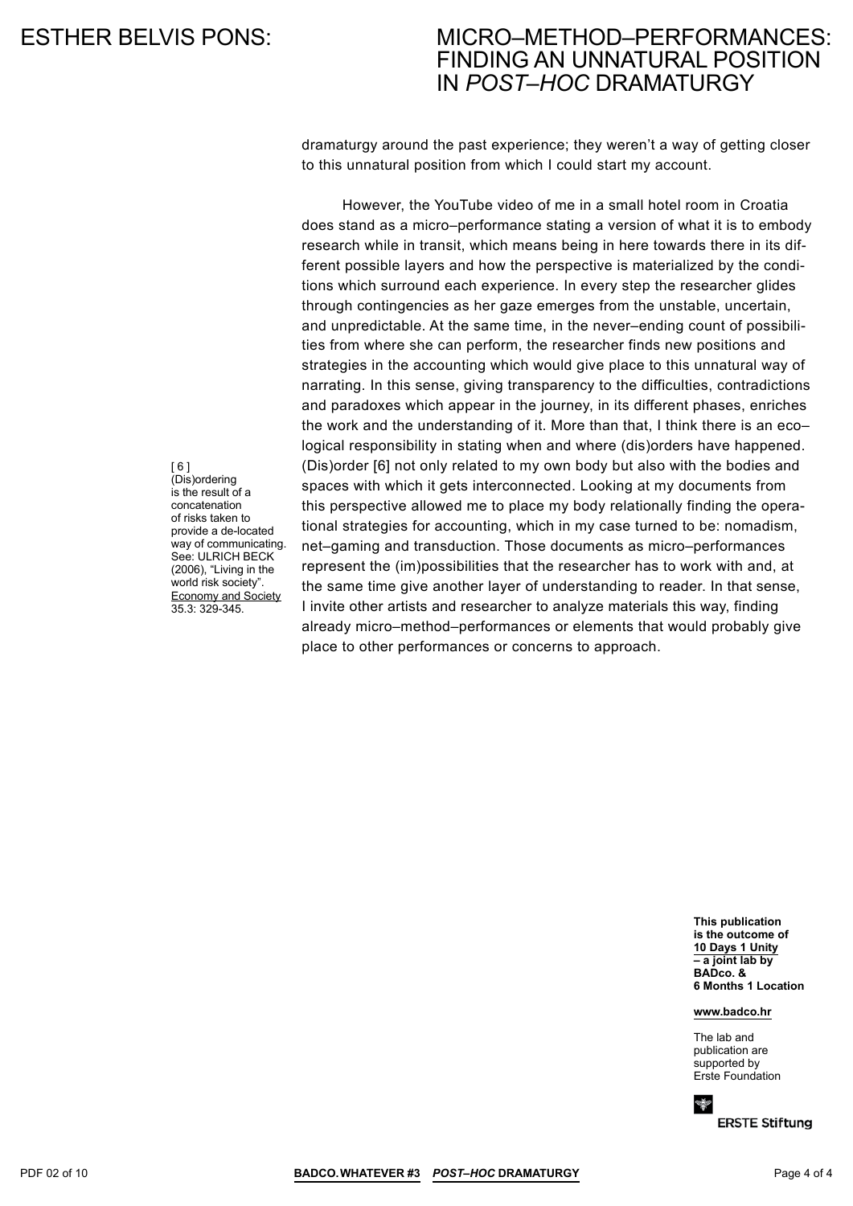dramaturgy around the past experience; they weren't a way of getting closer to this unnatural position from which I could start my account.

However, the YouTube video of me in a small hotel room in Croatia does stand as a micro–performance stating a version of what it is to embody research while in transit, which means being in here towards there in its different possible layers and how the perspective is materialized by the conditions which surround each experience. In every step the researcher glides through contingencies as her gaze emerges from the unstable, uncertain, and unpredictable. At the same time, in the never–ending count of possibilities from where she can perform, the researcher finds new positions and strategies in the accounting which would give place to this unnatural way of narrating. In this sense, giving transparency to the difficulties, contradictions and paradoxes which appear in the journey, in its different phases, enriches the work and the understanding of it. More than that, I think there is an eco–logical responsibility in stating when and where (dis)orders have happened. (Dis)order [6] not only related to my own body but also with the bodies and spaces with which it gets interconnected. Looking at my documents from this perspective allowed me to place my body relationally finding the operational strategies for accounting, which in my case turned to be: nomadism, net–gaming and transduction. Those documents as micro–performances represent the (im)possibilities that the researcher has to work with and, at the same time give another layer of understanding to reader. In that sense, I invite other artists and researcher to analyze materials this way, finding already micro–method–performances or elements that would probably give place to other performances or concerns to approach.

[ 6 ] (Dis)ordering is the result of a concatenation of risks taken to provide a de-located way of communicating. See: ULRICH BECK (2006), "Living in the world risk society". Economy and Society 35.3: 329-345.

**This publication is the outcome of 10 Days 1 Unity – a joint lab by BADco. & 6 Months 1 Location**

**www.badco.hr**

The lab and publication are supported by Erste Foundation

ERSTE Stiftung